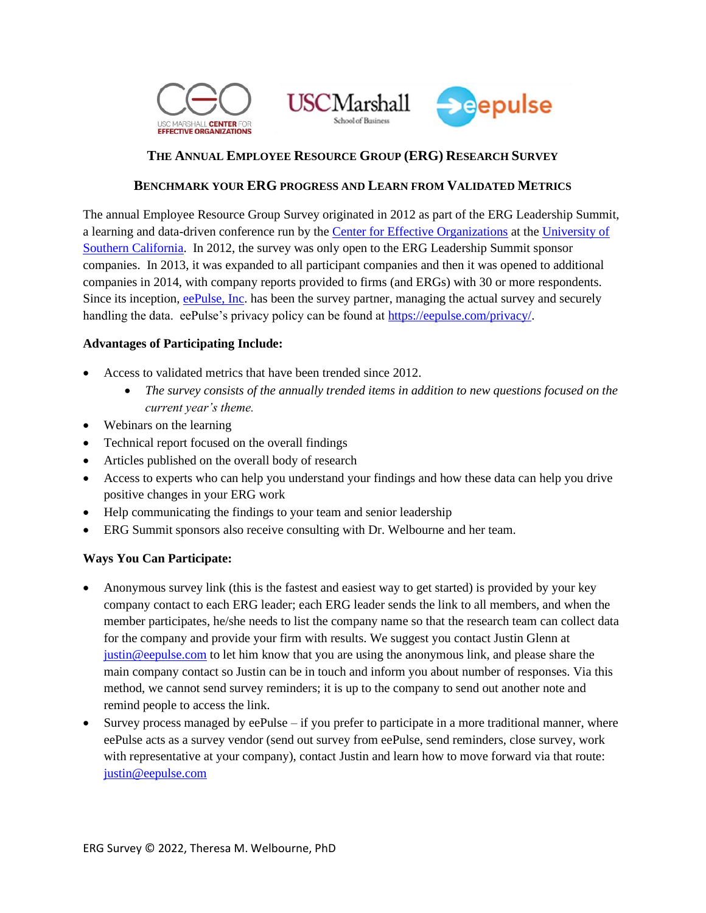# The Annual Employee Resource Group (ERG) Research Survey

## Benchmark your ERG progress and Learn from Validated Metrics

The annual Employee Resource Group Survey originated in 2012 as part of the ERG Leadership Summit, a learning and data-driven conference run by the [Center for Effective Organizations](#) at the [University of Southern California](#). In 2012, the survey was only open to the ERG Leadership Summit sponsor companies. In 2013, it was expanded to all participant companies and then it was opened to additional companies in 2014, with company reports provided to firms (and ERGs) with 30 or more respondents. Since its inception, [eePulse, Inc](#). has been the survey partner, managing the actual survey and securely handling the data. eePulse's privacy policy can be found at [https://eepulse.com/privacy/](https://eepulse.com/privacy/).

**Advantages of Participating Include:**

- Access to validated metrics that have been trended since 2012.
  - *The survey consists of the annually trended items in addition to new questions focused on the current year's theme.*
- Webinars on the learning
- Technical report focused on the overall findings
- Articles published on the overall body of research
- Access to experts who can help you understand your findings and how these data can help you drive positive changes in your ERG work
- Help communicating the findings to your team and senior leadership
- ERG Summit sponsors also receive consulting with Dr. Welbourne and her team.

**Ways You Can Participate:**

- Anonymous survey link (this is the fastest and easiest way to get started) is provided by your key company contact to each ERG leader; each ERG leader sends the link to all members, and when the member participates, he/she needs to list the company name so that the research team can collect data for the company and provide your firm with results. We suggest you contact Justin Glenn at [justin@eepulse.com](mailto:justin@eepulse.com) to let him know that you are using the anonymous link, and please share the main company contact so Justin can be in touch and inform you about number of responses. Via this method, we cannot send survey reminders; it is up to the company to send out another note and remind people to access the link.
- Survey process managed by eePulse – if you prefer to participate in a more traditional manner, where eePulse acts as a survey vendor (send out survey from eePulse, send reminders, close survey, work with representative at your company), contact Justin and learn how to move forward via that route: [justin@eepulse.com](mailto:justin@eepulse.com)

ERG Survey © 2022, Theresa M. Welbourne, PhD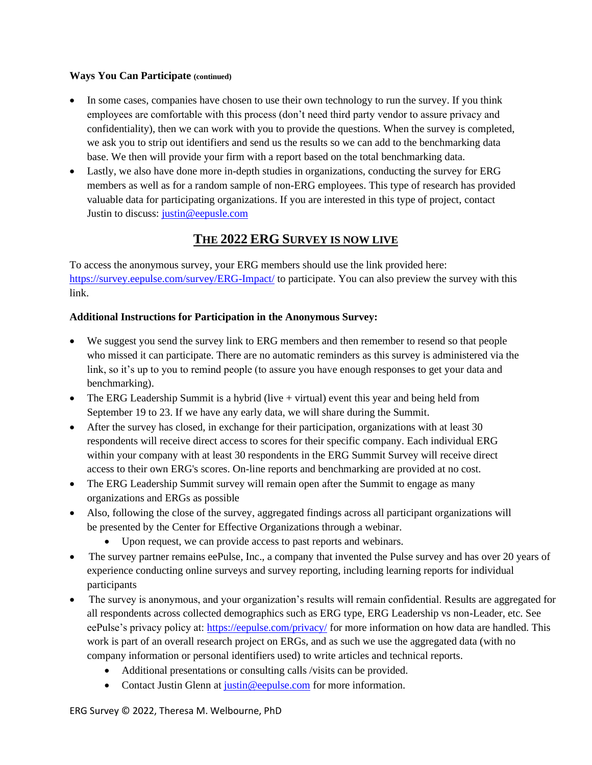**Ways You Can Participate** **(continued)**

- In some cases, companies have chosen to use their own technology to run the survey. If you think employees are comfortable with this process (don't need third party vendor to assure privacy and confidentiality), then we can work with you to provide the questions. When the survey is completed, we ask you to strip out identifiers and send us the results so we can add to the benchmarking data base. We then will provide your firm with a report based on the total benchmarking data.
- Lastly, we also have done more in-depth studies in organizations, conducting the survey for ERG members as well as for a random sample of non-ERG employees. This type of research has provided valuable data for participating organizations. If you are interested in this type of project, contact Justin to discuss: [justin@eepusle.com](mailto:justin@eepusle.com)

## THE 2022 ERG SURVEY IS NOW LIVE

To access the anonymous survey, your ERG members should use the link provided here: [https://survey.eepulse.com/survey/ERG-Impact/](https://survey.eepulse.com/survey/ERG-Impact/) to participate. You can also preview the survey with this link.

**Additional Instructions for Participation in the Anonymous Survey:**

- We suggest you send the survey link to ERG members and then remember to resend so that people who missed it can participate. There are no automatic reminders as this survey is administered via the link, so it's up to you to remind people (to assure you have enough responses to get your data and benchmarking).
- The ERG Leadership Summit is a hybrid (live + virtual) event this year and being held from September 19 to 23. If we have any early data, we will share during the Summit.
- After the survey has closed, in exchange for their participation, organizations with at least 30 respondents will receive direct access to scores for their specific company. Each individual ERG within your company with at least 30 respondents in the ERG Summit Survey will receive direct access to their own ERG's scores. On-line reports and benchmarking are provided at no cost.
- The ERG Leadership Summit survey will remain open after the Summit to engage as many organizations and ERGs as possible
- Also, following the close of the survey, aggregated findings across all participant organizations will be presented by the Center for Effective Organizations through a webinar.
  - Upon request, we can provide access to past reports and webinars.
- The survey partner remains eePulse, Inc., a company that invented the Pulse survey and has over 20 years of experience conducting online surveys and survey reporting, including learning reports for individual participants
- The survey is anonymous, and your organization's results will remain confidential. Results are aggregated for all respondents across collected demographics such as ERG type, ERG Leadership vs non-Leader, etc. See eePulse's privacy policy at: [https://eepulse.com/privacy/](https://eepulse.com/privacy/) for more information on how data are handled. This work is part of an overall research project on ERGs, and as such we use the aggregated data (with no company information or personal identifiers used) to write articles and technical reports.
  - Additional presentations or consulting calls /visits can be provided.
  - Contact Justin Glenn at [justin@eepulse.com](mailto:justin@eepulse.com) for more information.

ERG Survey © 2022, Theresa M. Welbourne, PhD